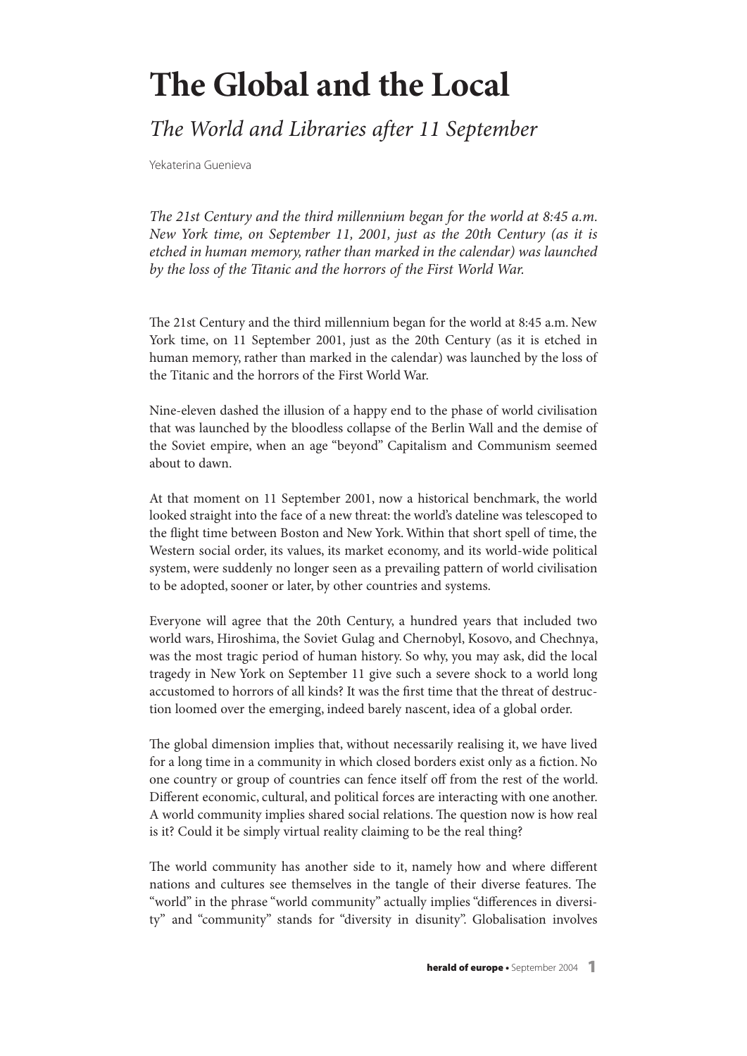# The Global and the Local

## *The World and Libraries after 11 September*

Yekaterina Guenieva

*The 21st Century and the third millennium began for the world at 8:45 a.m. New York time, on September 11, 2001, just as the 20th Century (as it is etched in human memory, rather than marked in the calendar) was launched by the loss of the Titanic and the horrors of the First World War.*

The 21st Century and the third millennium began for the world at 8:45 a.m. New York time, on 11 September 2001, just as the 20th Century (as it is etched in human memory, rather than marked in the calendar) was launched by the loss of the Titanic and the horrors of the First World War.

Nine-eleven dashed the illusion of a happy end to the phase of world civilisation that was launched by the bloodless collapse of the Berlin Wall and the demise of the Soviet empire, when an age "beyond" Capitalism and Communism seemed about to dawn.

At that moment on 11 September 2001, now a historical benchmark, the world looked straight into the face of a new threat: the world's dateline was telescoped to the flight time between Boston and New York. Within that short spell of time, the Western social order, its values, its market economy, and its world-wide political system, were suddenly no longer seen as a prevailing pattern of world civilisation to be adopted, sooner or later, by other countries and systems.

Everyone will agree that the 20th Century, a hundred years that included two world wars, Hiroshima, the Soviet Gulag and Chernobyl, Kosovo, and Chechnya, was the most tragic period of human history. So why, you may ask, did the local tragedy in New York on September 11 give such a severe shock to a world long accustomed to horrors of all kinds? It was the first time that the threat of destruction loomed over the emerging, indeed barely nascent, idea of a global order.

The global dimension implies that, without necessarily realising it, we have lived for a long time in a community in which closed borders exist only as a fiction. No one country or group of countries can fence itself off from the rest of the world. Different economic, cultural, and political forces are interacting with one another. A world community implies shared social relations. The question now is how real is it? Could it be simply virtual reality claiming to be the real thing?

The world community has another side to it, namely how and where different nations and cultures see themselves in the tangle of their diverse features. The "world" in the phrase "world community" actually implies "differences in diversity" and "community" stands for "diversity in disunity". Globalisation involves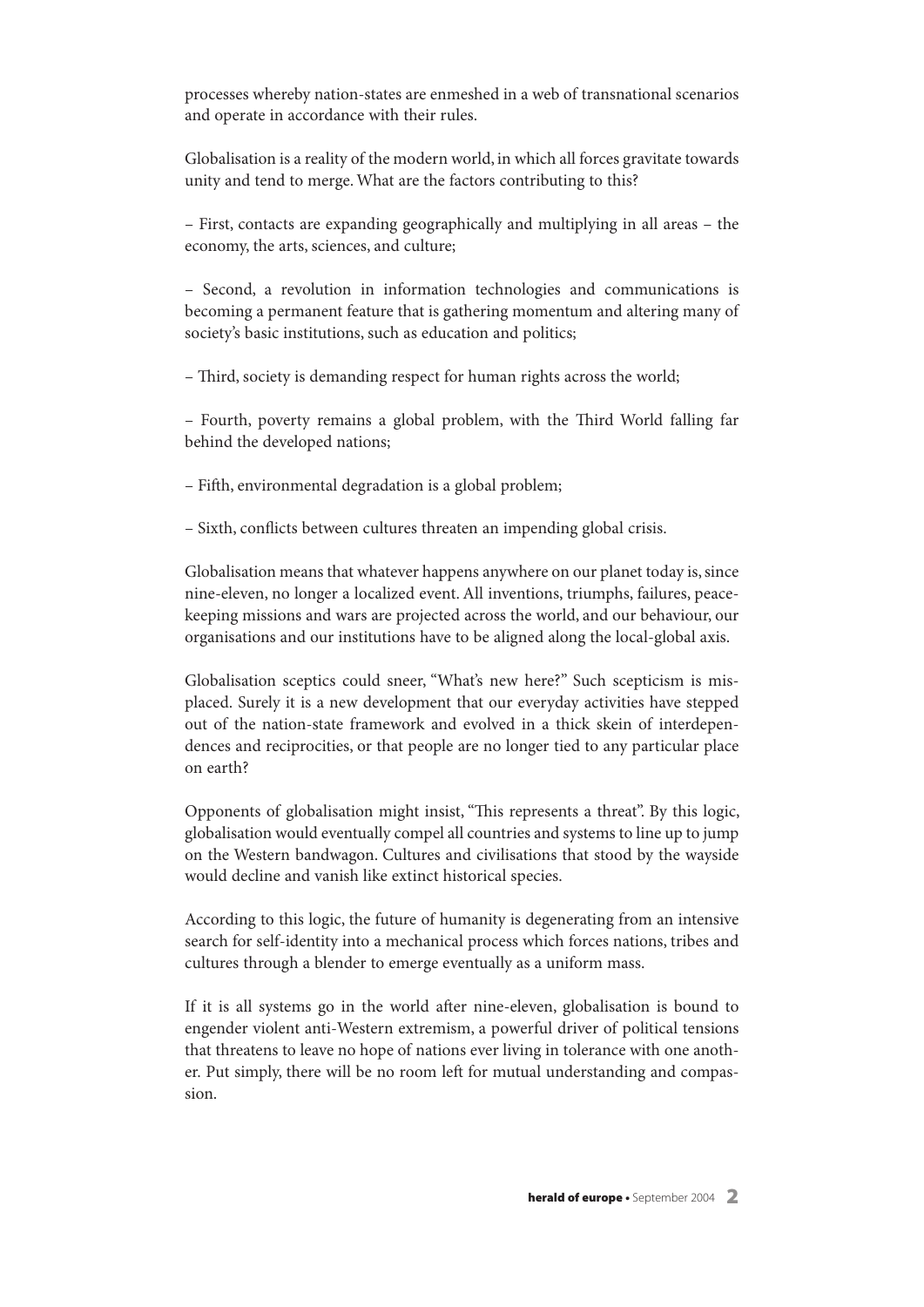processes whereby nation-states are enmeshed in a web of transnational scenarios and operate in accordance with their rules.

Globalisation is a reality of the modern world, in which all forces gravitate towards unity and tend to merge. What are the factors contributing to this?

– First, contacts are expanding geographically and multiplying in all areas – the economy, the arts, sciences, and culture;

– Second, a revolution in information technologies and communications is becoming a permanent feature that is gathering momentum and altering many of society's basic institutions, such as education and politics;

– Third, society is demanding respect for human rights across the world;

– Fourth, poverty remains a global problem, with the Third World falling far behind the developed nations;

– Fifth, environmental degradation is a global problem;

– Sixth, conflicts between cultures threaten an impending global crisis.

Globalisation means that whatever happens anywhere on our planet today is, since nine-eleven, no longer a localized event. All inventions, triumphs, failures, peace-keeping missions and wars are projected across the world, and our behaviour, our organisations and our institutions have to be aligned along the local-global axis.

Globalisation sceptics could sneer, "What's new here?" Such scepticism is misplaced. Surely it is a new development that our everyday activities have stepped out of the nation-state framework and evolved in a thick skein of interdependences and reciprocities, or that people are no longer tied to any particular place on earth?

Opponents of globalisation might insist, "This represents a threat". By this logic, globalisation would eventually compel all countries and systems to line up to jump on the Western bandwagon. Cultures and civilisations that stood by the wayside would decline and vanish like extinct historical species.

According to this logic, the future of humanity is degenerating from an intensive search for self-identity into a mechanical process which forces nations, tribes and cultures through a blender to emerge eventually as a uniform mass.

If it is all systems go in the world after nine-eleven, globalisation is bound to engender violent anti-Western extremism, a powerful driver of political tensions that threatens to leave no hope of nations ever living in tolerance with one another. Put simply, there will be no room left for mutual understanding and compassion.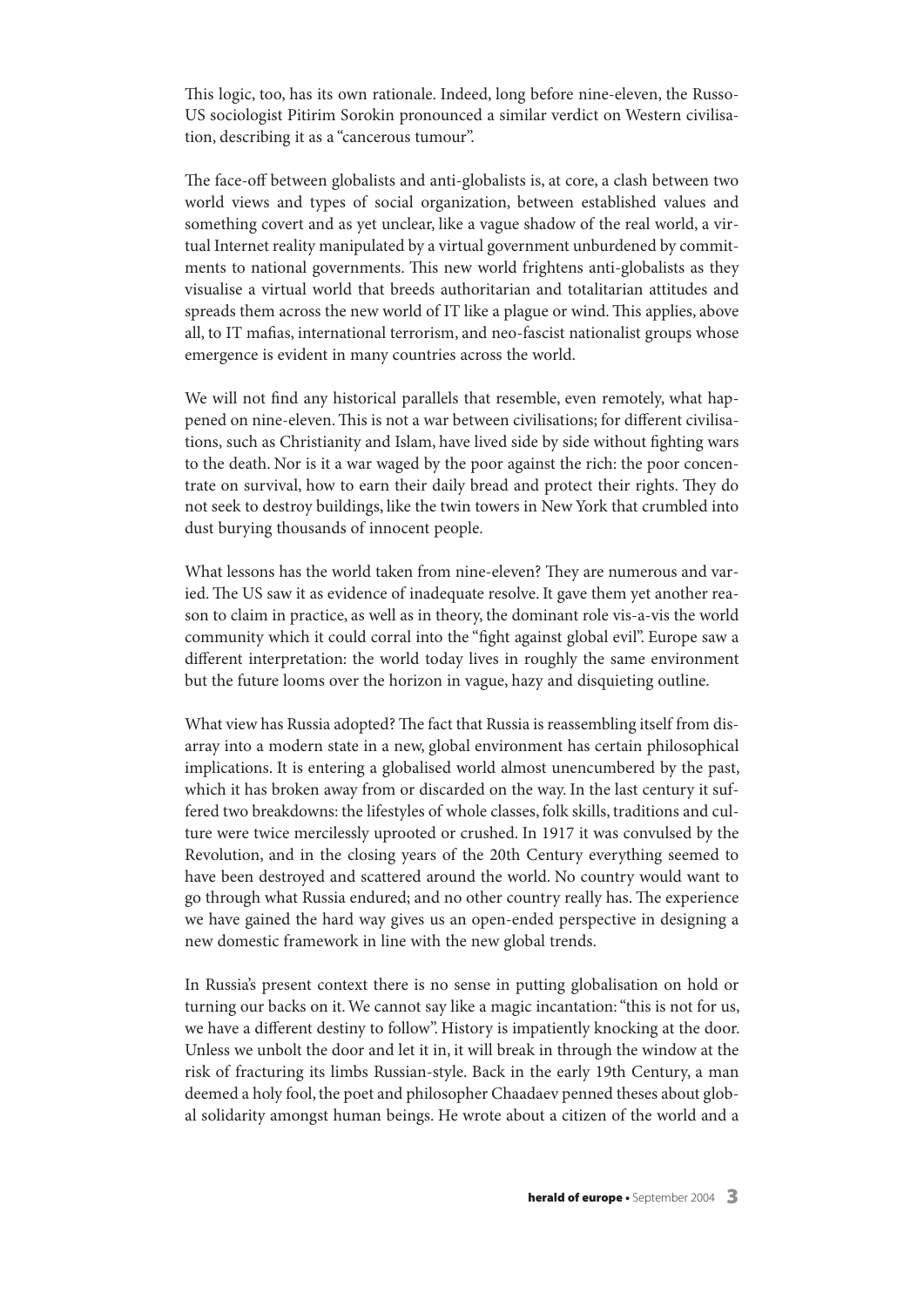This logic, too, has its own rationale. Indeed, long before nine-eleven, the Russo-US sociologist Pitirim Sorokin pronounced a similar verdict on Western civilisation, describing it as a "cancerous tumour".

The face-off between globalists and anti-globalists is, at core, a clash between two world views and types of social organization, between established values and something covert and as yet unclear, like a vague shadow of the real world, a virtual Internet reality manipulated by a virtual government unburdened by commitments to national governments. This new world frightens anti-globalists as they visualise a virtual world that breeds authoritarian and totalitarian attitudes and spreads them across the new world of IT like a plague or wind. This applies, above all, to IT mafias, international terrorism, and neo-fascist nationalist groups whose emergence is evident in many countries across the world.

We will not find any historical parallels that resemble, even remotely, what happened on nine-eleven. This is not a war between civilisations; for different civilisations, such as Christianity and Islam, have lived side by side without fighting wars to the death. Nor is it a war waged by the poor against the rich: the poor concentrate on survival, how to earn their daily bread and protect their rights. They do not seek to destroy buildings, like the twin towers in New York that crumbled into dust burying thousands of innocent people.

What lessons has the world taken from nine-eleven? They are numerous and varied. The US saw it as evidence of inadequate resolve. It gave them yet another reason to claim in practice, as well as in theory, the dominant role vis-a-vis the world community which it could corral into the "fight against global evil". Europe saw a different interpretation: the world today lives in roughly the same environment but the future looms over the horizon in vague, hazy and disquieting outline.

What view has Russia adopted? The fact that Russia is reassembling itself from disarray into a modern state in a new, global environment has certain philosophical implications. It is entering a globalised world almost unencumbered by the past, which it has broken away from or discarded on the way. In the last century it suffered two breakdowns: the lifestyles of whole classes, folk skills, traditions and culture were twice mercilessly uprooted or crushed. In 1917 it was convulsed by the Revolution, and in the closing years of the 20th Century everything seemed to have been destroyed and scattered around the world. No country would want to go through what Russia endured; and no other country really has. The experience we have gained the hard way gives us an open-ended perspective in designing a new domestic framework in line with the new global trends.

In Russia's present context there is no sense in putting globalisation on hold or turning our backs on it. We cannot say like a magic incantation: "this is not for us, we have a different destiny to follow". History is impatiently knocking at the door. Unless we unbolt the door and let it in, it will break in through the window at the risk of fracturing its limbs Russian-style. Back in the early 19th Century, a man deemed a holy fool, the poet and philosopher Chaadaev penned theses about global solidarity amongst human beings. He wrote about a citizen of the world and a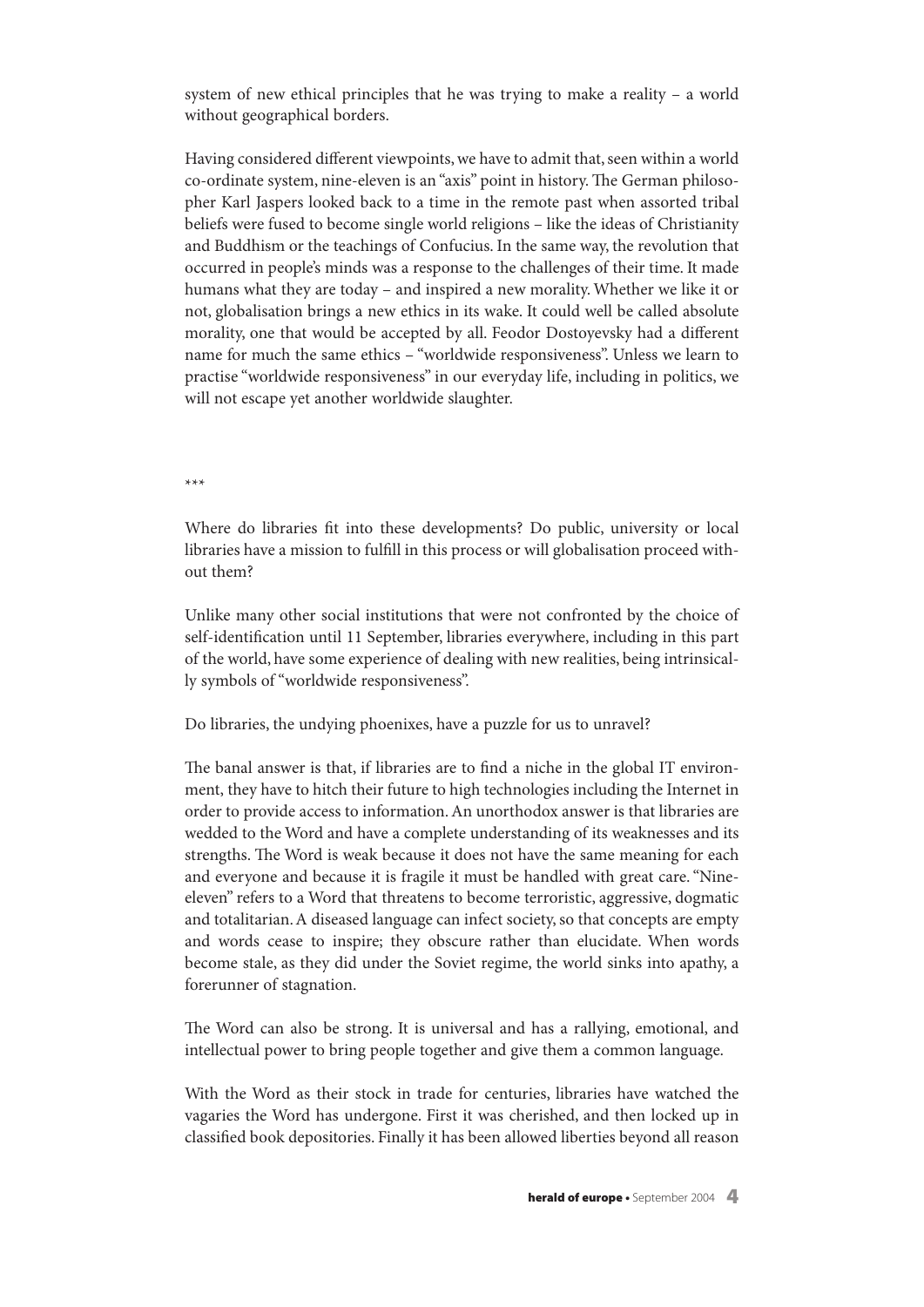system of new ethical principles that he was trying to make a reality – a world without geographical borders.

Having considered different viewpoints, we have to admit that, seen within a world co-ordinate system, nine-eleven is an "axis" point in history. The German philosopher Karl Jaspers looked back to a time in the remote past when assorted tribal beliefs were fused to become single world religions – like the ideas of Christianity and Buddhism or the teachings of Confucius. In the same way, the revolution that occurred in people's minds was a response to the challenges of their time. It made humans what they are today – and inspired a new morality. Whether we like it or not, globalisation brings a new ethics in its wake. It could well be called absolute morality, one that would be accepted by all. Feodor Dostoyevsky had a different name for much the same ethics – "worldwide responsiveness". Unless we learn to practise "worldwide responsiveness" in our everyday life, including in politics, we will not escape yet another worldwide slaughter.

***

Where do libraries fit into these developments? Do public, university or local libraries have a mission to fulfill in this process or will globalisation proceed without them?

Unlike many other social institutions that were not confronted by the choice of self-identification until 11 September, libraries everywhere, including in this part of the world, have some experience of dealing with new realities, being intrinsically symbols of "worldwide responsiveness".

Do libraries, the undying phoenixes, have a puzzle for us to unravel?

The banal answer is that, if libraries are to find a niche in the global IT environment, they have to hitch their future to high technologies including the Internet in order to provide access to information. An unorthodox answer is that libraries are wedded to the Word and have a complete understanding of its weaknesses and its strengths. The Word is weak because it does not have the same meaning for each and everyone and because it is fragile it must be handled with great care. "Nine-eleven" refers to a Word that threatens to become terroristic, aggressive, dogmatic and totalitarian. A diseased language can infect society, so that concepts are empty and words cease to inspire; they obscure rather than elucidate. When words become stale, as they did under the Soviet regime, the world sinks into apathy, a forerunner of stagnation.

The Word can also be strong. It is universal and has a rallying, emotional, and intellectual power to bring people together and give them a common language.

With the Word as their stock in trade for centuries, libraries have watched the vagaries the Word has undergone. First it was cherished, and then locked up in classified book depositories. Finally it has been allowed liberties beyond all reason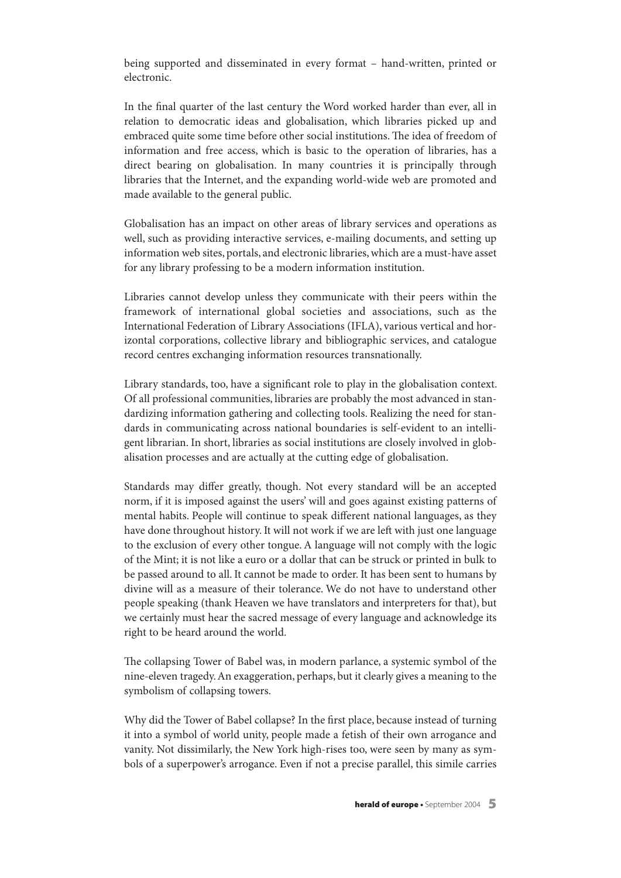being supported and disseminated in every format – hand-written, printed or electronic.

In the final quarter of the last century the Word worked harder than ever, all in relation to democratic ideas and globalisation, which libraries picked up and embraced quite some time before other social institutions. The idea of freedom of information and free access, which is basic to the operation of libraries, has a direct bearing on globalisation. In many countries it is principally through libraries that the Internet, and the expanding world-wide web are promoted and made available to the general public.

Globalisation has an impact on other areas of library services and operations as well, such as providing interactive services, e-mailing documents, and setting up information web sites, portals, and electronic libraries, which are a must-have asset for any library professing to be a modern information institution.

Libraries cannot develop unless they communicate with their peers within the framework of international global societies and associations, such as the International Federation of Library Associations (IFLA), various vertical and horizontal corporations, collective library and bibliographic services, and catalogue record centres exchanging information resources transnationally.

Library standards, too, have a significant role to play in the globalisation context. Of all professional communities, libraries are probably the most advanced in standardizing information gathering and collecting tools. Realizing the need for standards in communicating across national boundaries is self-evident to an intelligent librarian. In short, libraries as social institutions are closely involved in globalisation processes and are actually at the cutting edge of globalisation.

Standards may differ greatly, though. Not every standard will be an accepted norm, if it is imposed against the users' will and goes against existing patterns of mental habits. People will continue to speak different national languages, as they have done throughout history. It will not work if we are left with just one language to the exclusion of every other tongue. A language will not comply with the logic of the Mint; it is not like a euro or a dollar that can be struck or printed in bulk to be passed around to all. It cannot be made to order. It has been sent to humans by divine will as a measure of their tolerance. We do not have to understand other people speaking (thank Heaven we have translators and interpreters for that), but we certainly must hear the sacred message of every language and acknowledge its right to be heard around the world.

The collapsing Tower of Babel was, in modern parlance, a systemic symbol of the nine-eleven tragedy. An exaggeration, perhaps, but it clearly gives a meaning to the symbolism of collapsing towers.

Why did the Tower of Babel collapse? In the first place, because instead of turning it into a symbol of world unity, people made a fetish of their own arrogance and vanity. Not dissimilarly, the New York high-rises too, were seen by many as symbols of a superpower's arrogance. Even if not a precise parallel, this simile carries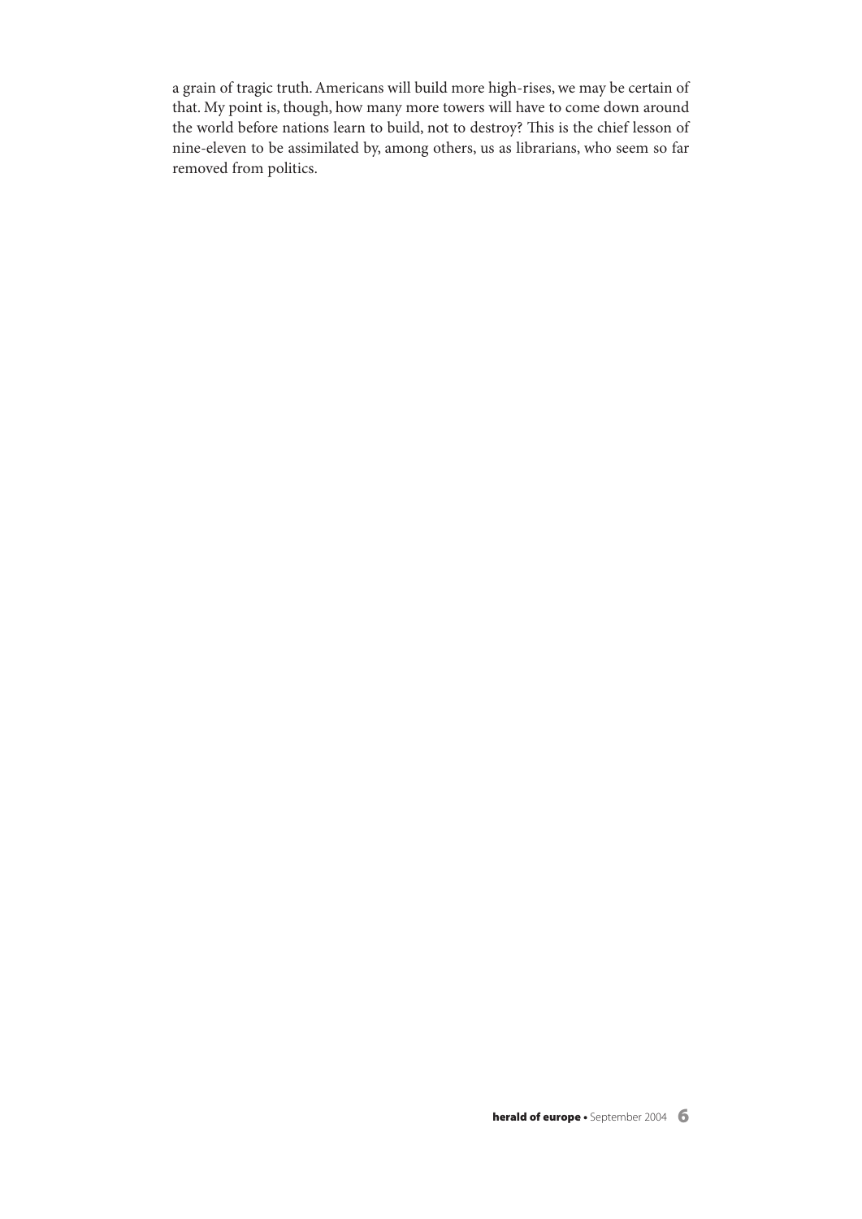a grain of tragic truth. Americans will build more high-rises, we may be certain of that. My point is, though, how many more towers will have to come down around the world before nations learn to build, not to destroy? This is the chief lesson of nine-eleven to be assimilated by, among others, us as librarians, who seem so far removed from politics.